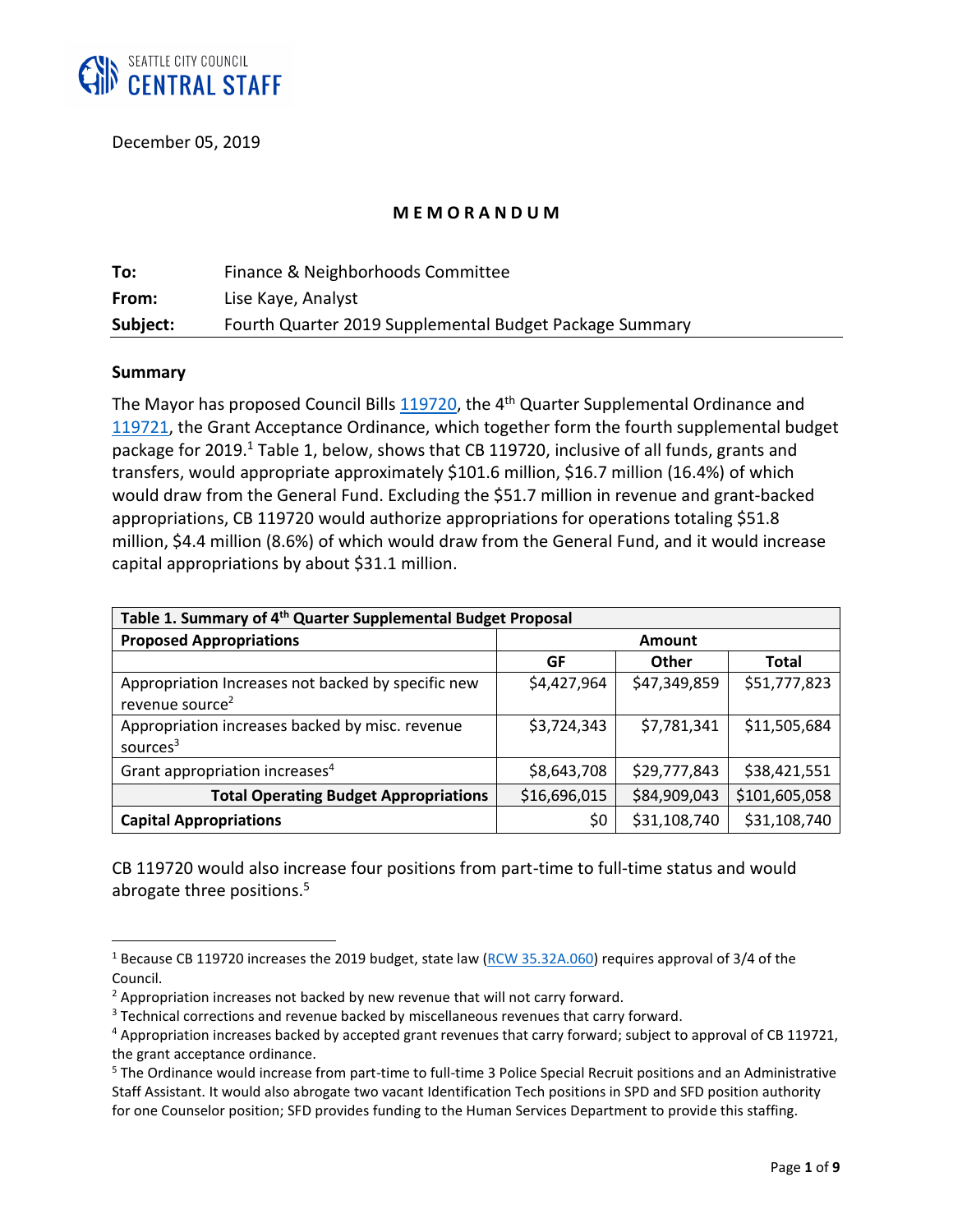SEATTLE CITY COUNCIL
CENTRAL STAFF

December 05, 2019

**M E M O R A N D U M**

| | |
|---|---|
| **To:** | Finance & Neighborhoods Committee |
| **From:** | Lise Kaye, Analyst |
| **Subject:** | Fourth Quarter 2019 Supplemental Budget Package Summary |

**Summary**

The Mayor has proposed Council Bills 119720, the 4th Quarter Supplemental Ordinance and 119721, the Grant Acceptance Ordinance, which together form the fourth supplemental budget package for 2019.[1] Table 1, below, shows that CB 119720, inclusive of all funds, grants and transfers, would appropriate approximately $101.6 million, $16.7 million (16.4%) of which would draw from the General Fund. Excluding the $51.7 million in revenue and grant-backed appropriations, CB 119720 would authorize appropriations for operations totaling $51.8 million, $4.4 million (8.6%) of which would draw from the General Fund, and it would increase capital appropriations by about $31.1 million.

| **Table 1. Summary of 4th Quarter Supplemental Budget Proposal** | | | |
|---|---|---|---|
| **Proposed Appropriations** | **Amount** | | |
| | **GF** | **Other** | **Total** |
| Appropriation Increases not backed by specific new revenue source[2] | $4,427,964 | $47,349,859 | $51,777,823 |
| Appropriation increases backed by misc. revenue sources[3] | $3,724,343 | $7,781,341 | $11,505,684 |
| Grant appropriation increases[4] | $8,643,708 | $29,777,843 | $38,421,551 |
| **Total Operating Budget Appropriations** | $16,696,015 | $84,909,043 | $101,605,058 |
| **Capital Appropriations** | $0 | $31,108,740 | $31,108,740 |

CB 119720 would also increase four positions from part-time to full-time status and would abrogate three positions.[5]

---

[1] Because CB 119720 increases the 2019 budget, state law (RCW 35.32A.060) requires approval of 3/4 of the Council.

[2] Appropriation increases not backed by new revenue that will not carry forward.

[3] Technical corrections and revenue backed by miscellaneous revenues that carry forward.

[4] Appropriation increases backed by accepted grant revenues that carry forward; subject to approval of CB 119721, the grant acceptance ordinance.

[5] The Ordinance would increase from part-time to full-time 3 Police Special Recruit positions and an Administrative Staff Assistant. It would also abrogate two vacant Identification Tech positions in SPD and SFD position authority for one Counselor position; SFD provides funding to the Human Services Department to provide this staffing.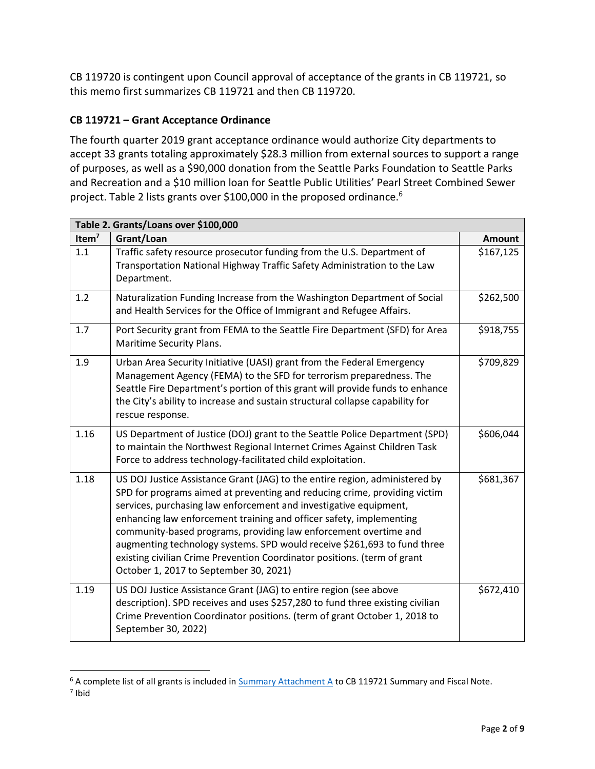CB 119720 is contingent upon Council approval of acceptance of the grants in CB 119721, so this memo first summarizes CB 119721 and then CB 119720.

### CB 119721 – Grant Acceptance Ordinance

The fourth quarter 2019 grant acceptance ordinance would authorize City departments to accept 33 grants totaling approximately $28.3 million from external sources to support a range of purposes, as well as a $90,000 donation from the Seattle Parks Foundation to Seattle Parks and Recreation and a $10 million loan for Seattle Public Utilities' Pearl Street Combined Sewer project. Table 2 lists grants over $100,000 in the proposed ordinance.[6]

| Table 2. Grants/Loans over $100,000 | | |
|---|---|---|
| **Item[7]** | **Grant/Loan** | **Amount** |
| 1.1 | Traffic safety resource prosecutor funding from the U.S. Department of Transportation National Highway Traffic Safety Administration to the Law Department. | $167,125 |
| 1.2 | Naturalization Funding Increase from the Washington Department of Social and Health Services for the Office of Immigrant and Refugee Affairs. | $262,500 |
| 1.7 | Port Security grant from FEMA to the Seattle Fire Department (SFD) for Area Maritime Security Plans. | $918,755 |
| 1.9 | Urban Area Security Initiative (UASI) grant from the Federal Emergency Management Agency (FEMA) to the SFD for terrorism preparedness. The Seattle Fire Department's portion of this grant will provide funds to enhance the City's ability to increase and sustain structural collapse capability for rescue response. | $709,829 |
| 1.16 | US Department of Justice (DOJ) grant to the Seattle Police Department (SPD) to maintain the Northwest Regional Internet Crimes Against Children Task Force to address technology-facilitated child exploitation. | $606,044 |
| 1.18 | US DOJ Justice Assistance Grant (JAG) to the entire region, administered by SPD for programs aimed at preventing and reducing crime, providing victim services, purchasing law enforcement and investigative equipment, enhancing law enforcement training and officer safety, implementing community-based programs, providing law enforcement overtime and augmenting technology systems. SPD would receive $261,693 to fund three existing civilian Crime Prevention Coordinator positions. (term of grant October 1, 2017 to September 30, 2021) | $681,367 |
| 1.19 | US DOJ Justice Assistance Grant (JAG) to entire region (see above description). SPD receives and uses $257,280 to fund three existing civilian Crime Prevention Coordinator positions. (term of grant October 1, 2018 to September 30, 2022) | $672,410 |

[6] A complete list of all grants is included in Summary Attachment A to CB 119721 Summary and Fiscal Note.

[7] Ibid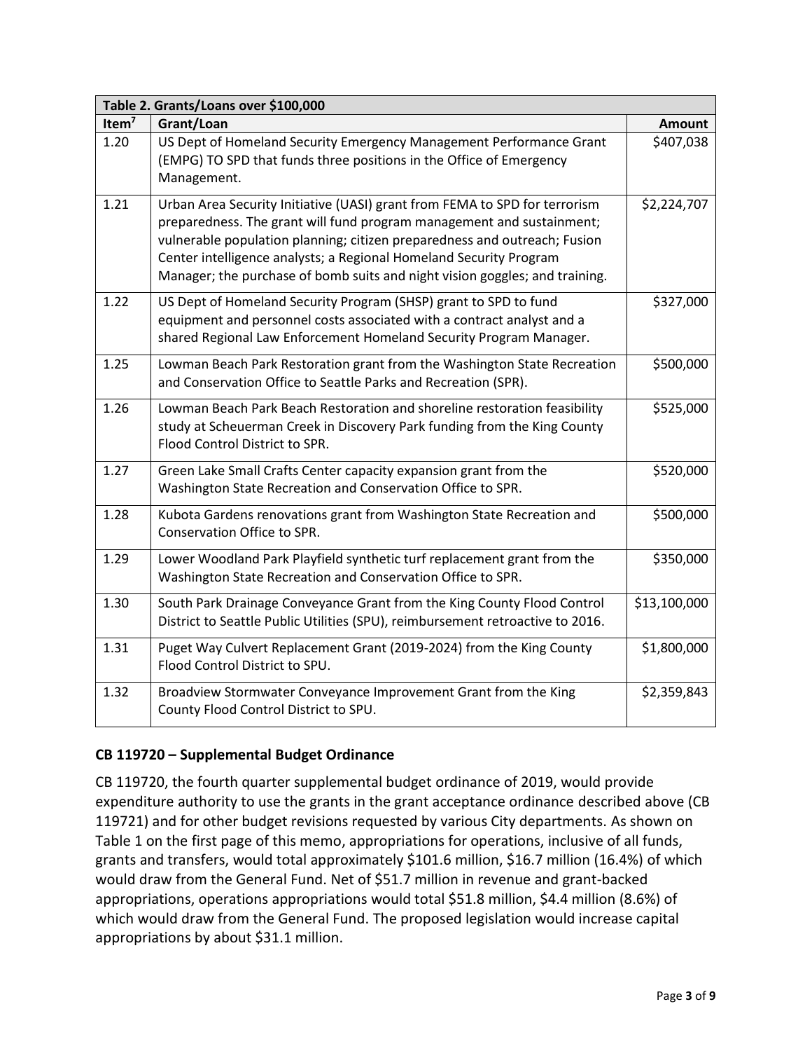| Table 2. Grants/Loans over $100,000 | | |
|---|---|---|
| Item[7] | Grant/Loan | Amount |
| 1.20 | US Dept of Homeland Security Emergency Management Performance Grant (EMPG) TO SPD that funds three positions in the Office of Emergency Management. | $407,038 |
| 1.21 | Urban Area Security Initiative (UASI) grant from FEMA to SPD for terrorism preparedness. The grant will fund program management and sustainment; vulnerable population planning; citizen preparedness and outreach; Fusion Center intelligence analysts; a Regional Homeland Security Program Manager; the purchase of bomb suits and night vision goggles; and training. | $2,224,707 |
| 1.22 | US Dept of Homeland Security Program (SHSP) grant to SPD to fund equipment and personnel costs associated with a contract analyst and a shared Regional Law Enforcement Homeland Security Program Manager. | $327,000 |
| 1.25 | Lowman Beach Park Restoration grant from the Washington State Recreation and Conservation Office to Seattle Parks and Recreation (SPR). | $500,000 |
| 1.26 | Lowman Beach Park Beach Restoration and shoreline restoration feasibility study at Scheuerman Creek in Discovery Park funding from the King County Flood Control District to SPR. | $525,000 |
| 1.27 | Green Lake Small Crafts Center capacity expansion grant from the Washington State Recreation and Conservation Office to SPR. | $520,000 |
| 1.28 | Kubota Gardens renovations grant from Washington State Recreation and Conservation Office to SPR. | $500,000 |
| 1.29 | Lower Woodland Park Playfield synthetic turf replacement grant from the Washington State Recreation and Conservation Office to SPR. | $350,000 |
| 1.30 | South Park Drainage Conveyance Grant from the King County Flood Control District to Seattle Public Utilities (SPU), reimbursement retroactive to 2016. | $13,100,000 |
| 1.31 | Puget Way Culvert Replacement Grant (2019-2024) from the King County Flood Control District to SPU. | $1,800,000 |
| 1.32 | Broadview Stormwater Conveyance Improvement Grant from the King County Flood Control District to SPU. | $2,359,843 |

### CB 119720 – Supplemental Budget Ordinance

CB 119720, the fourth quarter supplemental budget ordinance of 2019, would provide expenditure authority to use the grants in the grant acceptance ordinance described above (CB 119721) and for other budget revisions requested by various City departments. As shown on Table 1 on the first page of this memo, appropriations for operations, inclusive of all funds, grants and transfers, would total approximately $101.6 million, $16.7 million (16.4%) of which would draw from the General Fund. Net of $51.7 million in revenue and grant-backed appropriations, operations appropriations would total $51.8 million, $4.4 million (8.6%) of which would draw from the General Fund. The proposed legislation would increase capital appropriations by about $31.1 million.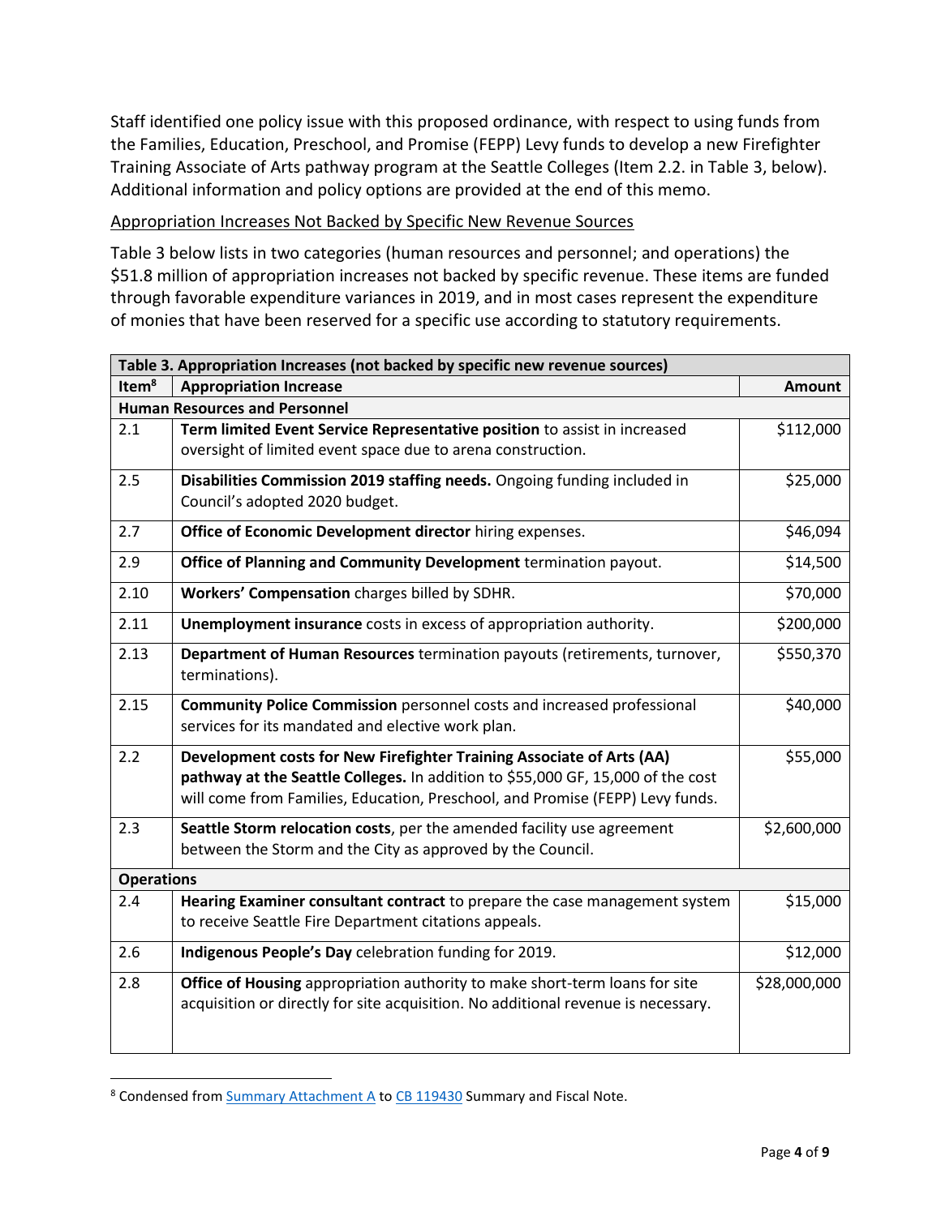Staff identified one policy issue with this proposed ordinance, with respect to using funds from the Families, Education, Preschool, and Promise (FEPP) Levy funds to develop a new Firefighter Training Associate of Arts pathway program at the Seattle Colleges (Item 2.2. in Table 3, below). Additional information and policy options are provided at the end of this memo.

Appropriation Increases Not Backed by Specific New Revenue Sources

Table 3 below lists in two categories (human resources and personnel; and operations) the $51.8 million of appropriation increases not backed by specific revenue. These items are funded through favorable expenditure variances in 2019, and in most cases represent the expenditure of monies that have been reserved for a specific use according to statutory requirements.

| **Table 3. Appropriation Increases (not backed by specific new revenue sources)** | | |
|---|---|---|
| **Item**[8] | **Appropriation Increase** | **Amount** |
| **Human Resources and Personnel** | | |
| 2.1 | **Term limited Event Service Representative position** to assist in increased oversight of limited event space due to arena construction. | $112,000 |
| 2.5 | **Disabilities Commission 2019 staffing needs.** Ongoing funding included in Council's adopted 2020 budget. | $25,000 |
| 2.7 | **Office of Economic Development director** hiring expenses. | $46,094 |
| 2.9 | **Office of Planning and Community Development** termination payout. | $14,500 |
| 2.10 | **Workers' Compensation** charges billed by SDHR. | $70,000 |
| 2.11 | **Unemployment insurance** costs in excess of appropriation authority. | $200,000 |
| 2.13 | **Department of Human Resources** termination payouts (retirements, turnover, terminations). | $550,370 |
| 2.15 | **Community Police Commission** personnel costs and increased professional services for its mandated and elective work plan. | $40,000 |
| 2.2 | **Development costs for New Firefighter Training Associate of Arts (AA) pathway at the Seattle Colleges.** In addition to $55,000 GF, 15,000 of the cost will come from Families, Education, Preschool, and Promise (FEPP) Levy funds. | $55,000 |
| 2.3 | **Seattle Storm relocation costs**, per the amended facility use agreement between the Storm and the City as approved by the Council. | $2,600,000 |
| **Operations** | | |
| 2.4 | **Hearing Examiner consultant contract** to prepare the case management system to receive Seattle Fire Department citations appeals. | $15,000 |
| 2.6 | **Indigenous People's Day** celebration funding for 2019. | $12,000 |
| 2.8 | **Office of Housing** appropriation authority to make short-term loans for site acquisition or directly for site acquisition. No additional revenue is necessary. | $28,000,000 |

[8] Condensed from Summary Attachment A to CB 119430 Summary and Fiscal Note.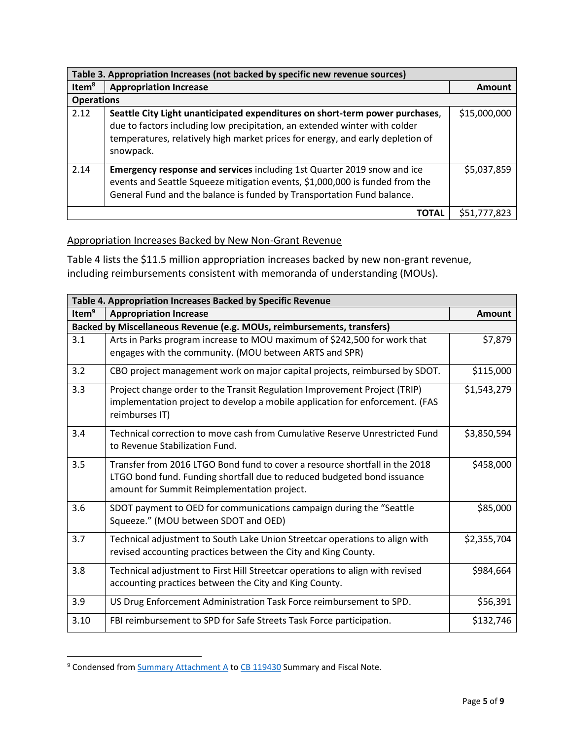| Table 3. Appropriation Increases (not backed by specific new revenue sources) | | |
|---|---|---|
| Item[8] | Appropriation Increase | Amount |
| **Operations** | | |
| 2.12 | **Seattle City Light unanticipated expenditures on short-term power purchases**, due to factors including low precipitation, an extended winter with colder temperatures, relatively high market prices for energy, and early depletion of snowpack. | $15,000,000 |
| 2.14 | **Emergency response and services** including 1st Quarter 2019 snow and ice events and Seattle Squeeze mitigation events, $1,000,000 is funded from the General Fund and the balance is funded by Transportation Fund balance. | $5,037,859 |
| | **TOTAL** | $51,777,823 |

Appropriation Increases Backed by New Non-Grant Revenue

Table 4 lists the $11.5 million appropriation increases backed by new non-grant revenue, including reimbursements consistent with memoranda of understanding (MOUs).

| Table 4. Appropriation Increases Backed by Specific Revenue | | |
|---|---|---|
| Item[9] | Appropriation Increase | Amount |
| **Backed by Miscellaneous Revenue (e.g. MOUs, reimbursements, transfers)** | | |
| 3.1 | Arts in Parks program increase to MOU maximum of $242,500 for work that engages with the community. (MOU between ARTS and SPR) | $7,879 |
| 3.2 | CBO project management work on major capital projects, reimbursed by SDOT. | $115,000 |
| 3.3 | Project change order to the Transit Regulation Improvement Project (TRIP) implementation project to develop a mobile application for enforcement. (FAS reimburses IT) | $1,543,279 |
| 3.4 | Technical correction to move cash from Cumulative Reserve Unrestricted Fund to Revenue Stabilization Fund. | $3,850,594 |
| 3.5 | Transfer from 2016 LTGO Bond fund to cover a resource shortfall in the 2018 LTGO bond fund. Funding shortfall due to reduced budgeted bond issuance amount for Summit Reimplementation project. | $458,000 |
| 3.6 | SDOT payment to OED for communications campaign during the "Seattle Squeeze." (MOU between SDOT and OED) | $85,000 |
| 3.7 | Technical adjustment to South Lake Union Streetcar operations to align with revised accounting practices between the City and King County. | $2,355,704 |
| 3.8 | Technical adjustment to First Hill Streetcar operations to align with revised accounting practices between the City and King County. | $984,664 |
| 3.9 | US Drug Enforcement Administration Task Force reimbursement to SPD. | $56,391 |
| 3.10 | FBI reimbursement to SPD for Safe Streets Task Force participation. | $132,746 |

[9] Condensed from Summary Attachment A to CB 119430 Summary and Fiscal Note.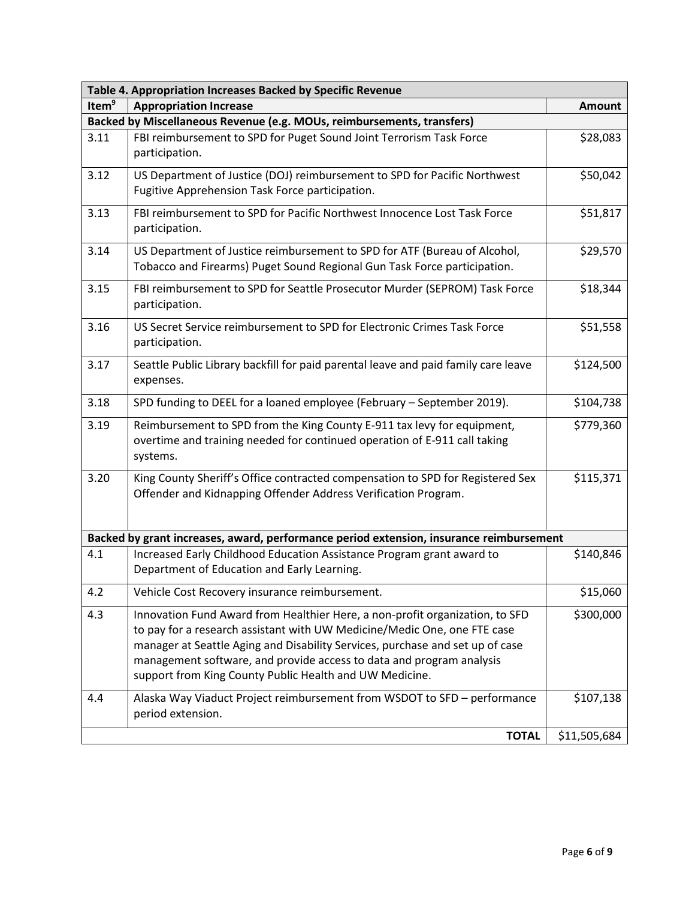| Table 4. Appropriation Increases Backed by Specific Revenue | | |
|---|---|---|
| Item[9] | Appropriation Increase | Amount |
| **Backed by Miscellaneous Revenue (e.g. MOUs, reimbursements, transfers)** | | |
| 3.11 | FBI reimbursement to SPD for Puget Sound Joint Terrorism Task Force participation. | $28,083 |
| 3.12 | US Department of Justice (DOJ) reimbursement to SPD for Pacific Northwest Fugitive Apprehension Task Force participation. | $50,042 |
| 3.13 | FBI reimbursement to SPD for Pacific Northwest Innocence Lost Task Force participation. | $51,817 |
| 3.14 | US Department of Justice reimbursement to SPD for ATF (Bureau of Alcohol, Tobacco and Firearms) Puget Sound Regional Gun Task Force participation. | $29,570 |
| 3.15 | FBI reimbursement to SPD for Seattle Prosecutor Murder (SEPROM) Task Force participation. | $18,344 |
| 3.16 | US Secret Service reimbursement to SPD for Electronic Crimes Task Force participation. | $51,558 |
| 3.17 | Seattle Public Library backfill for paid parental leave and paid family care leave expenses. | $124,500 |
| 3.18 | SPD funding to DEEL for a loaned employee (February – September 2019). | $104,738 |
| 3.19 | Reimbursement to SPD from the King County E-911 tax levy for equipment, overtime and training needed for continued operation of E-911 call taking systems. | $779,360 |
| 3.20 | King County Sheriff's Office contracted compensation to SPD for Registered Sex Offender and Kidnapping Offender Address Verification Program. | $115,371 |
| **Backed by grant increases, award, performance period extension, insurance reimbursement** | | |
| 4.1 | Increased Early Childhood Education Assistance Program grant award to Department of Education and Early Learning. | $140,846 |
| 4.2 | Vehicle Cost Recovery insurance reimbursement. | $15,060 |
| 4.3 | Innovation Fund Award from Healthier Here, a non-profit organization, to SFD to pay for a research assistant with UW Medicine/Medic One, one FTE case manager at Seattle Aging and Disability Services, purchase and set up of case management software, and provide access to data and program analysis support from King County Public Health and UW Medicine. | $300,000 |
| 4.4 | Alaska Way Viaduct Project reimbursement from WSDOT to SFD – performance period extension. | $107,138 |
| | **TOTAL** | $11,505,684 |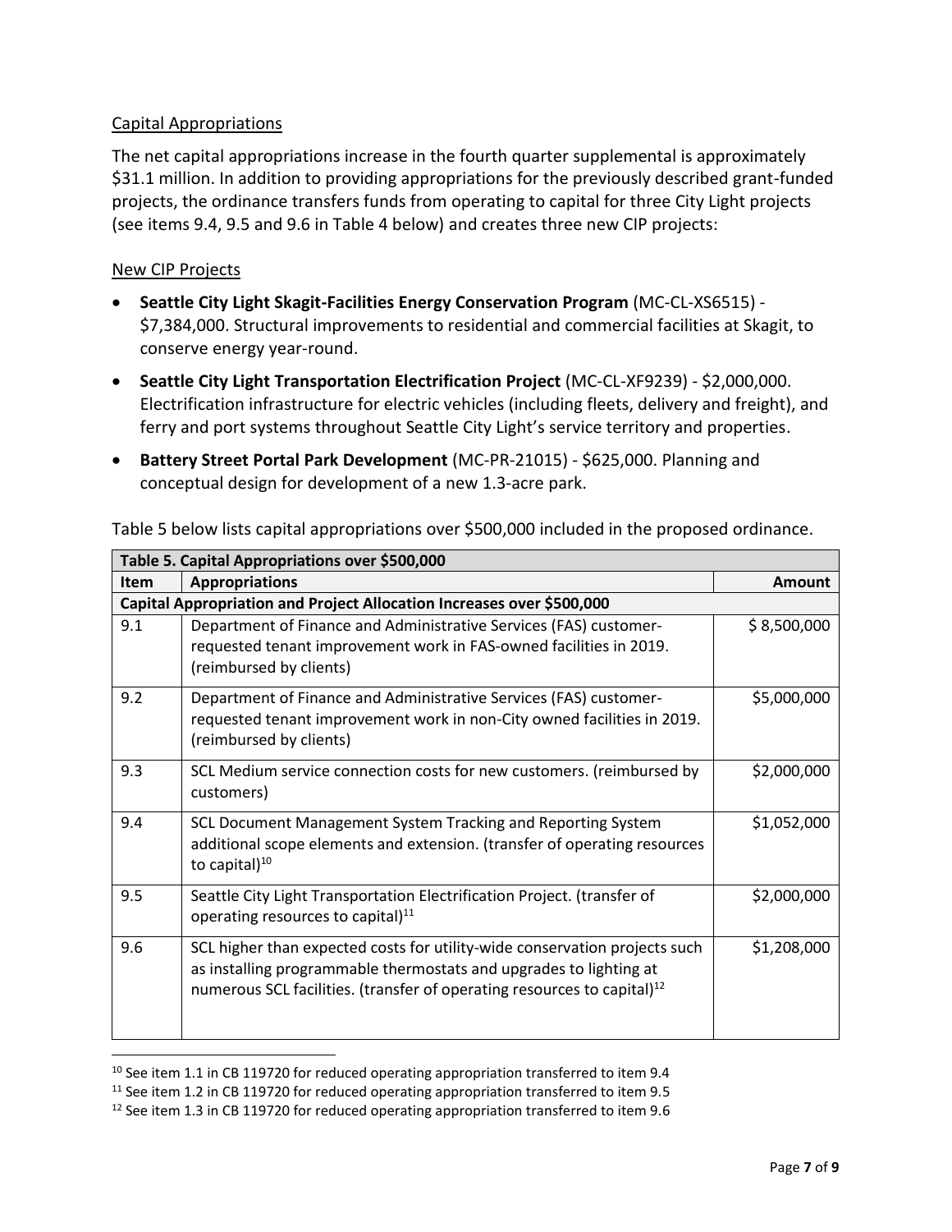Capital Appropriations

The net capital appropriations increase in the fourth quarter supplemental is approximately $31.1 million. In addition to providing appropriations for the previously described grant-funded projects, the ordinance transfers funds from operating to capital for three City Light projects (see items 9.4, 9.5 and 9.6 in Table 4 below) and creates three new CIP projects:

New CIP Projects

- **Seattle City Light Skagit-Facilities Energy Conservation Program** (MC-CL-XS6515) - $7,384,000. Structural improvements to residential and commercial facilities at Skagit, to conserve energy year-round.
- **Seattle City Light Transportation Electrification Project** (MC-CL-XF9239) - $2,000,000. Electrification infrastructure for electric vehicles (including fleets, delivery and freight), and ferry and port systems throughout Seattle City Light's service territory and properties.
- **Battery Street Portal Park Development** (MC-PR-21015) - $625,000. Planning and conceptual design for development of a new 1.3-acre park.

Table 5 below lists capital appropriations over $500,000 included in the proposed ordinance.

| **Table 5. Capital Appropriations over $500,000** | | |
|---|---|---|
| **Item** | **Appropriations** | **Amount** |
| **Capital Appropriation and Project Allocation Increases over $500,000** | | |
| 9.1 | Department of Finance and Administrative Services (FAS) customer-requested tenant improvement work in FAS-owned facilities in 2019. (reimbursed by clients) | $ 8,500,000 |
| 9.2 | Department of Finance and Administrative Services (FAS) customer-requested tenant improvement work in non-City owned facilities in 2019. (reimbursed by clients) | $5,000,000 |
| 9.3 | SCL Medium service connection costs for new customers. (reimbursed by customers) | $2,000,000 |
| 9.4 | SCL Document Management System Tracking and Reporting System additional scope elements and extension. (transfer of operating resources to capital)[10] | $1,052,000 |
| 9.5 | Seattle City Light Transportation Electrification Project. (transfer of operating resources to capital)[11] | $2,000,000 |
| 9.6 | SCL higher than expected costs for utility-wide conservation projects such as installing programmable thermostats and upgrades to lighting at numerous SCL facilities. (transfer of operating resources to capital)[12] | $1,208,000 |

[10] See item 1.1 in CB 119720 for reduced operating appropriation transferred to item 9.4

[11] See item 1.2 in CB 119720 for reduced operating appropriation transferred to item 9.5

[12] See item 1.3 in CB 119720 for reduced operating appropriation transferred to item 9.6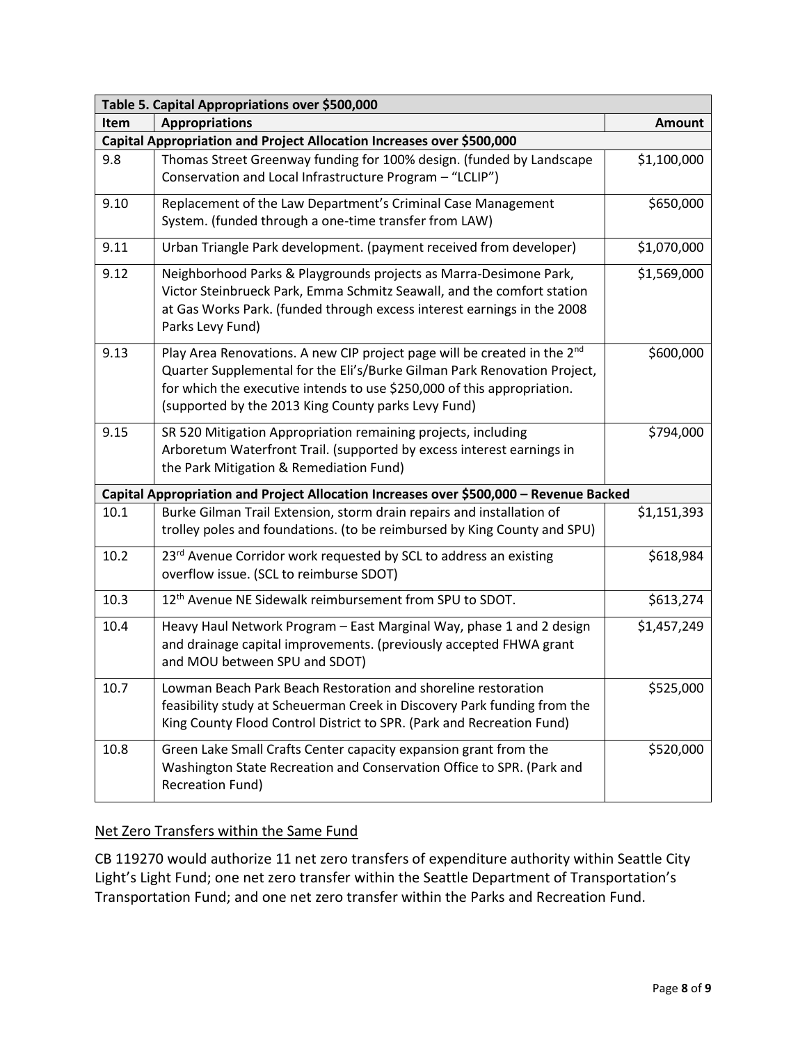| Table 5. Capital Appropriations over $500,000 | | |
|---|---|---|
| **Item** | **Appropriations** | **Amount** |
| **Capital Appropriation and Project Allocation Increases over $500,000** | | |
| 9.8 | Thomas Street Greenway funding for 100% design. (funded by Landscape Conservation and Local Infrastructure Program – "LCLIP") | $1,100,000 |
| 9.10 | Replacement of the Law Department's Criminal Case Management System. (funded through a one-time transfer from LAW) | $650,000 |
| 9.11 | Urban Triangle Park development. (payment received from developer) | $1,070,000 |
| 9.12 | Neighborhood Parks & Playgrounds projects as Marra-Desimone Park, Victor Steinbrueck Park, Emma Schmitz Seawall, and the comfort station at Gas Works Park. (funded through excess interest earnings in the 2008 Parks Levy Fund) | $1,569,000 |
| 9.13 | Play Area Renovations. A new CIP project page will be created in the 2nd Quarter Supplemental for the Eli's/Burke Gilman Park Renovation Project, for which the executive intends to use $250,000 of this appropriation. (supported by the 2013 King County parks Levy Fund) | $600,000 |
| 9.15 | SR 520 Mitigation Appropriation remaining projects, including Arboretum Waterfront Trail. (supported by excess interest earnings in the Park Mitigation & Remediation Fund) | $794,000 |
| **Capital Appropriation and Project Allocation Increases over $500,000 – Revenue Backed** | | |
| 10.1 | Burke Gilman Trail Extension, storm drain repairs and installation of trolley poles and foundations. (to be reimbursed by King County and SPU) | $1,151,393 |
| 10.2 | 23rd Avenue Corridor work requested by SCL to address an existing overflow issue. (SCL to reimburse SDOT) | $618,984 |
| 10.3 | 12th Avenue NE Sidewalk reimbursement from SPU to SDOT. | $613,274 |
| 10.4 | Heavy Haul Network Program – East Marginal Way, phase 1 and 2 design and drainage capital improvements. (previously accepted FHWA grant and MOU between SPU and SDOT) | $1,457,249 |
| 10.7 | Lowman Beach Park Beach Restoration and shoreline restoration feasibility study at Scheuerman Creek in Discovery Park funding from the King County Flood Control District to SPR. (Park and Recreation Fund) | $525,000 |
| 10.8 | Green Lake Small Crafts Center capacity expansion grant from the Washington State Recreation and Conservation Office to SPR. (Park and Recreation Fund) | $520,000 |

Net Zero Transfers within the Same Fund

CB 119270 would authorize 11 net zero transfers of expenditure authority within Seattle City Light's Light Fund; one net zero transfer within the Seattle Department of Transportation's Transportation Fund; and one net zero transfer within the Parks and Recreation Fund.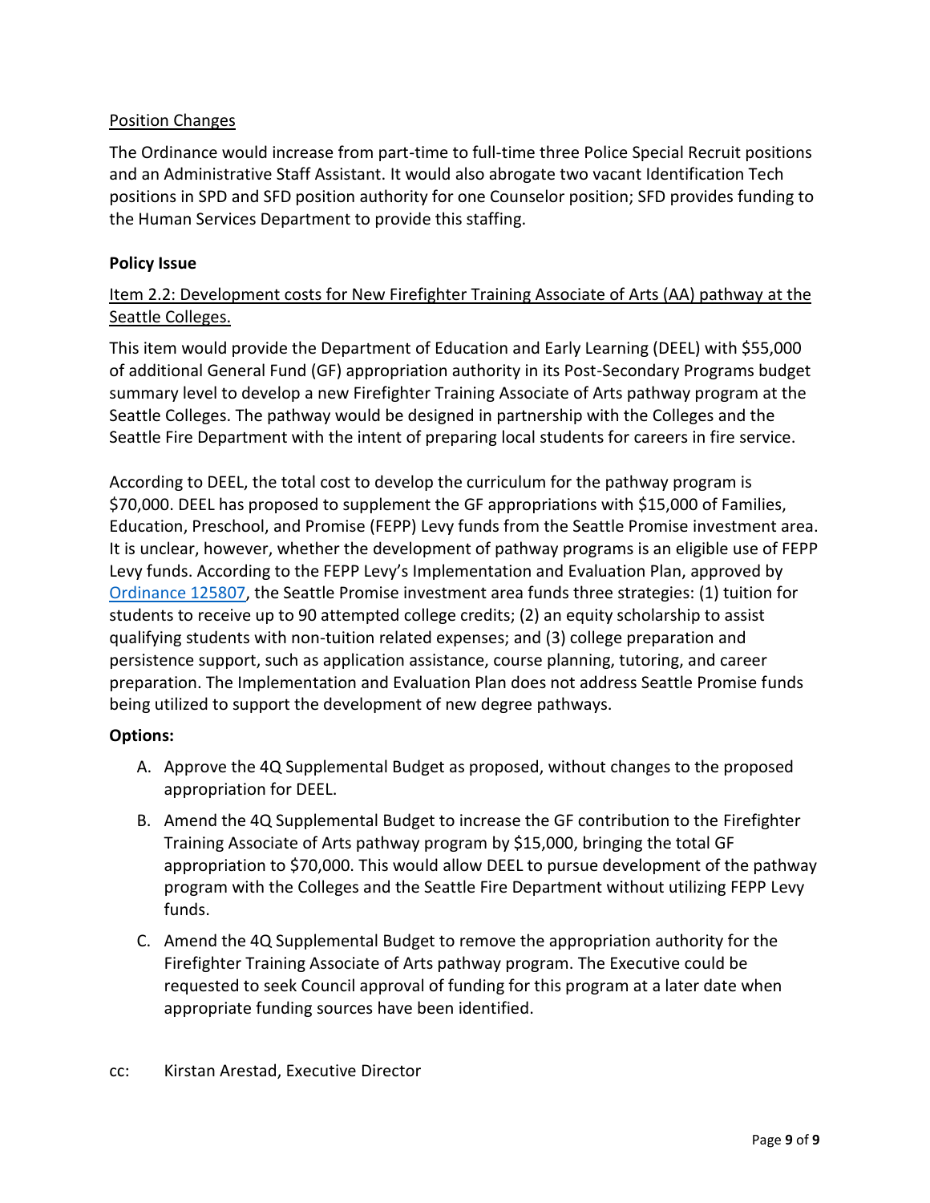Position Changes

The Ordinance would increase from part-time to full-time three Police Special Recruit positions and an Administrative Staff Assistant. It would also abrogate two vacant Identification Tech positions in SPD and SFD position authority for one Counselor position; SFD provides funding to the Human Services Department to provide this staffing.

**Policy Issue**

Item 2.2: Development costs for New Firefighter Training Associate of Arts (AA) pathway at the Seattle Colleges.

This item would provide the Department of Education and Early Learning (DEEL) with $55,000 of additional General Fund (GF) appropriation authority in its Post-Secondary Programs budget summary level to develop a new Firefighter Training Associate of Arts pathway program at the Seattle Colleges. The pathway would be designed in partnership with the Colleges and the Seattle Fire Department with the intent of preparing local students for careers in fire service.

According to DEEL, the total cost to develop the curriculum for the pathway program is $70,000. DEEL has proposed to supplement the GF appropriations with $15,000 of Families, Education, Preschool, and Promise (FEPP) Levy funds from the Seattle Promise investment area. It is unclear, however, whether the development of pathway programs is an eligible use of FEPP Levy funds. According to the FEPP Levy's Implementation and Evaluation Plan, approved by Ordinance 125807, the Seattle Promise investment area funds three strategies: (1) tuition for students to receive up to 90 attempted college credits; (2) an equity scholarship to assist qualifying students with non-tuition related expenses; and (3) college preparation and persistence support, such as application assistance, course planning, tutoring, and career preparation. The Implementation and Evaluation Plan does not address Seattle Promise funds being utilized to support the development of new degree pathways.

**Options:**

A. Approve the 4Q Supplemental Budget as proposed, without changes to the proposed appropriation for DEEL.

B. Amend the 4Q Supplemental Budget to increase the GF contribution to the Firefighter Training Associate of Arts pathway program by $15,000, bringing the total GF appropriation to $70,000. This would allow DEEL to pursue development of the pathway program with the Colleges and the Seattle Fire Department without utilizing FEPP Levy funds.

C. Amend the 4Q Supplemental Budget to remove the appropriation authority for the Firefighter Training Associate of Arts pathway program. The Executive could be requested to seek Council approval of funding for this program at a later date when appropriate funding sources have been identified.

cc: Kirstan Arestad, Executive Director